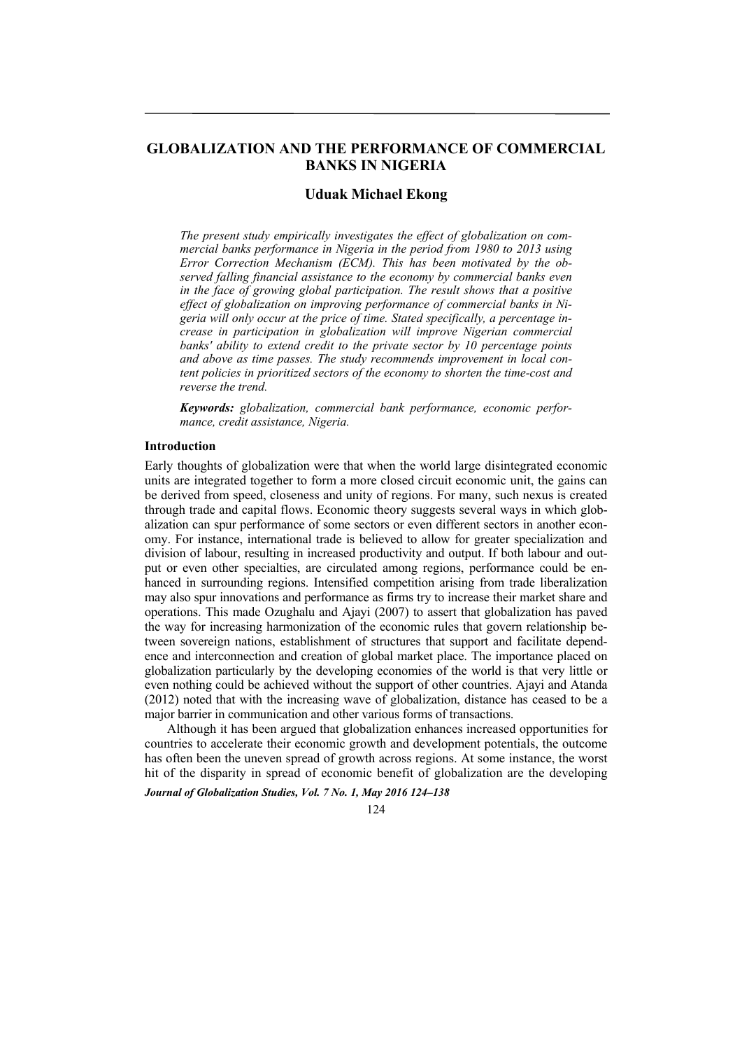# GLOBALIZATION AND THE PERFORMANCE OF COMMERCIAL BANKS IN NIGERIA

## Uduak Michael Ekong

*The present study empirically investigates the effect of globalization on commercial banks performance in Nigeria in the period from 1980 to 2013 using Error Correction Mechanism (ECM). This has been motivated by the observed falling financial assistance to the economy by commercial banks even in the face of growing global participation. The result shows that a positive effect of globalization on improving performance of commercial banks in Nigeria will only occur at the price of time. Stated specifically, a percentage increase in participation in globalization will improve Nigerian commercial banks' ability to extend credit to the private sector by 10 percentage points and above as time passes. The study recommends improvement in local content policies in prioritized sectors of the economy to shorten the time-cost and reverse the trend.*

***Keywords:*** *globalization, commercial bank performance, economic performance, credit assistance, Nigeria.*

### Introduction

Early thoughts of globalization were that when the world large disintegrated economic units are integrated together to form a more closed circuit economic unit, the gains can be derived from speed, closeness and unity of regions. For many, such nexus is created through trade and capital flows. Economic theory suggests several ways in which globalization can spur performance of some sectors or even different sectors in another economy. For instance, international trade is believed to allow for greater specialization and division of labour, resulting in increased productivity and output. If both labour and output or even other specialties, are circulated among regions, performance could be enhanced in surrounding regions. Intensified competition arising from trade liberalization may also spur innovations and performance as firms try to increase their market share and operations. This made Ozughalu and Ajayi (2007) to assert that globalization has paved the way for increasing harmonization of the economic rules that govern relationship between sovereign nations, establishment of structures that support and facilitate dependence and interconnection and creation of global market place. The importance placed on globalization particularly by the developing economies of the world is that very little or even nothing could be achieved without the support of other countries. Ajayi and Atanda (2012) noted that with the increasing wave of globalization, distance has ceased to be a major barrier in communication and other various forms of transactions.

Although it has been argued that globalization enhances increased opportunities for countries to accelerate their economic growth and development potentials, the outcome has often been the uneven spread of growth across regions. At some instance, the worst hit of the disparity in spread of economic benefit of globalization are the developing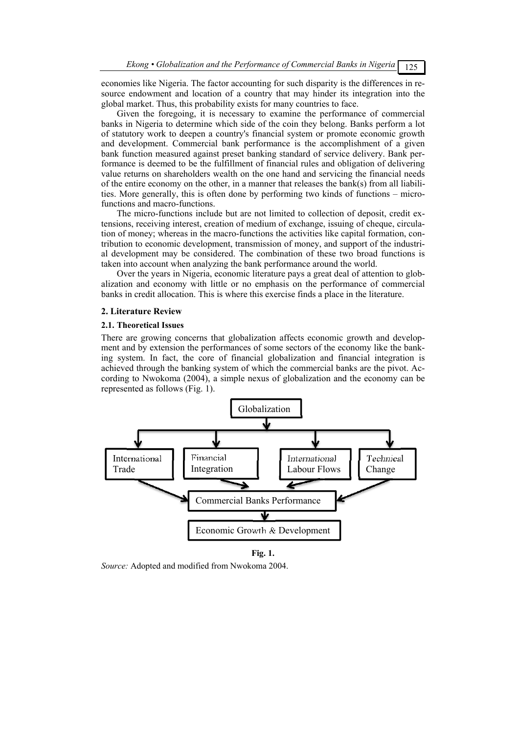economies like Nigeria. The factor accounting for such disparity is the differences in resource endowment and location of a country that may hinder its integration into the global market. Thus, this probability exists for many countries to face.

Given the foregoing, it is necessary to examine the performance of commercial banks in Nigeria to determine which side of the coin they belong. Banks perform a lot of statutory work to deepen a country's financial system or promote economic growth and development. Commercial bank performance is the accomplishment of a given bank function measured against preset banking standard of service delivery. Bank performance is deemed to be the fulfillment of financial rules and obligation of delivering value returns on shareholders wealth on the one hand and servicing the financial needs of the entire economy on the other, in a manner that releases the bank(s) from all liabilities. More generally, this is often done by performing two kinds of functions – micro-functions and macro-functions.

The micro-functions include but are not limited to collection of deposit, credit extensions, receiving interest, creation of medium of exchange, issuing of cheque, circulation of money; whereas in the macro-functions the activities like capital formation, contribution to economic development, transmission of money, and support of the industrial development may be considered. The combination of these two broad functions is taken into account when analyzing the bank performance around the world.

Over the years in Nigeria, economic literature pays a great deal of attention to globalization and economy with little or no emphasis on the performance of commercial banks in credit allocation. This is where this exercise finds a place in the literature.

## 2. Literature Review

### 2.1. Theoretical Issues

There are growing concerns that globalization affects economic growth and development and by extension the performances of some sectors of the economy like the banking system. In fact, the core of financial globalization and financial integration is achieved through the banking system of which the commercial banks are the pivot. According to Nwokoma (2004), a simple nexus of globalization and the economy can be represented as follows (Fig. 1).

Globalization

International Trade | Financial Integration | International Labour Flows | Technical Change

Commercial Banks Performance

Economic Growth & Development

**Fig. 1.**

*Source:* Adopted and modified from Nwokoma 2004.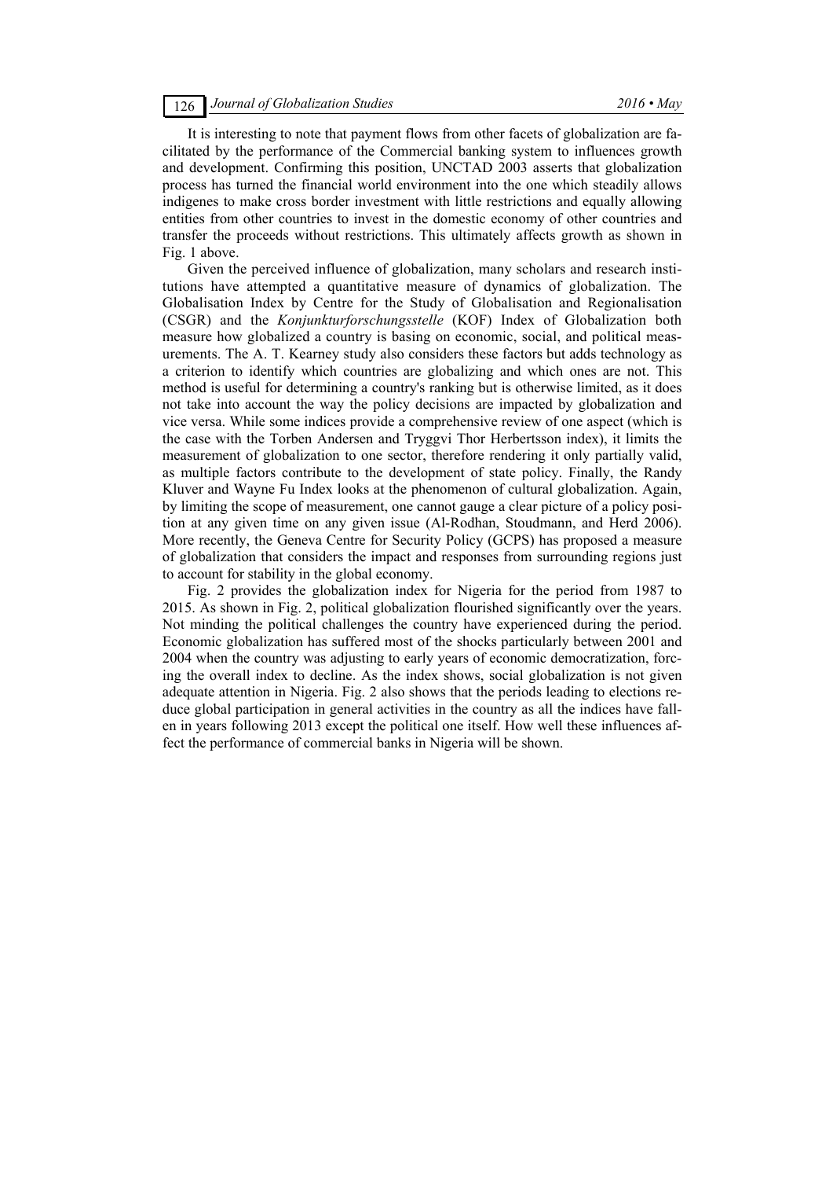It is interesting to note that payment flows from other facets of globalization are facilitated by the performance of the Commercial banking system to influences growth and development. Confirming this position, UNCTAD 2003 asserts that globalization process has turned the financial world environment into the one which steadily allows indigenes to make cross border investment with little restrictions and equally allowing entities from other countries to invest in the domestic economy of other countries and transfer the proceeds without restrictions. This ultimately affects growth as shown in Fig. 1 above.

Given the perceived influence of globalization, many scholars and research institutions have attempted a quantitative measure of dynamics of globalization. The Globalisation Index by Centre for the Study of Globalisation and Regionalisation (CSGR) and the *Konjunkturforschungsstelle* (KOF) Index of Globalization both measure how globalized a country is basing on economic, social, and political measurements. The A. T. Kearney study also considers these factors but adds technology as a criterion to identify which countries are globalizing and which ones are not. This method is useful for determining a country's ranking but is otherwise limited, as it does not take into account the way the policy decisions are impacted by globalization and vice versa. While some indices provide a comprehensive review of one aspect (which is the case with the Torben Andersen and Tryggvi Thor Herbertsson index), it limits the measurement of globalization to one sector, therefore rendering it only partially valid, as multiple factors contribute to the development of state policy. Finally, the Randy Kluver and Wayne Fu Index looks at the phenomenon of cultural globalization. Again, by limiting the scope of measurement, one cannot gauge a clear picture of a policy position at any given time on any given issue (Al-Rodhan, Stoudmann, and Herd 2006). More recently, the Geneva Centre for Security Policy (GCPS) has proposed a measure of globalization that considers the impact and responses from surrounding regions just to account for stability in the global economy.

Fig. 2 provides the globalization index for Nigeria for the period from 1987 to 2015. As shown in Fig. 2, political globalization flourished significantly over the years. Not minding the political challenges the country have experienced during the period. Economic globalization has suffered most of the shocks particularly between 2001 and 2004 when the country was adjusting to early years of economic democratization, forcing the overall index to decline. As the index shows, social globalization is not given adequate attention in Nigeria. Fig. 2 also shows that the periods leading to elections reduce global participation in general activities in the country as all the indices have fallen in years following 2013 except the political one itself. How well these influences affect the performance of commercial banks in Nigeria will be shown.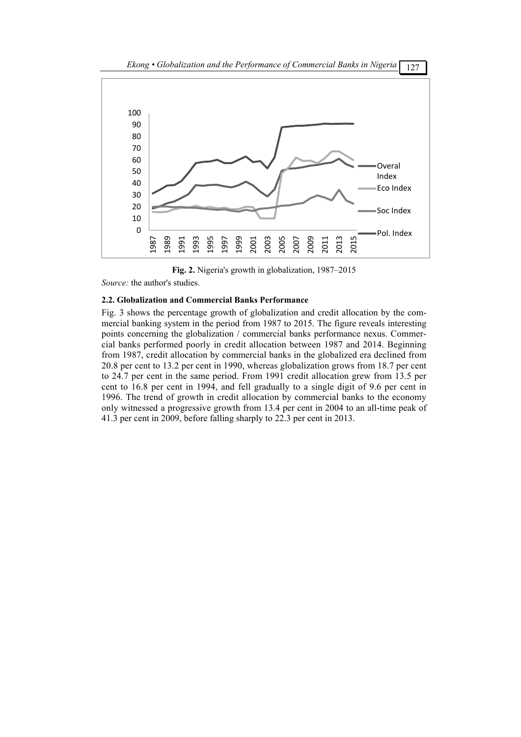**Fig. 2.** Nigeria's growth in globalization, 1987–2015

*Source:* the author's studies.

### 2.2. Globalization and Commercial Banks Performance

Fig. 3 shows the percentage growth of globalization and credit allocation by the commercial banking system in the period from 1987 to 2015. The figure reveals interesting points concerning the globalization / commercial banks performance nexus. Commercial banks performed poorly in credit allocation between 1987 and 2014. Beginning from 1987, credit allocation by commercial banks in the globalized era declined from 20.8 per cent to 13.2 per cent in 1990, whereas globalization grows from 18.7 per cent to 24.7 per cent in the same period. From 1991 credit allocation grew from 13.5 per cent to 16.8 per cent in 1994, and fell gradually to a single digit of 9.6 per cent in 1996. The trend of growth in credit allocation by commercial banks to the economy only witnessed a progressive growth from 13.4 per cent in 2004 to an all-time peak of 41.3 per cent in 2009, before falling sharply to 22.3 per cent in 2013.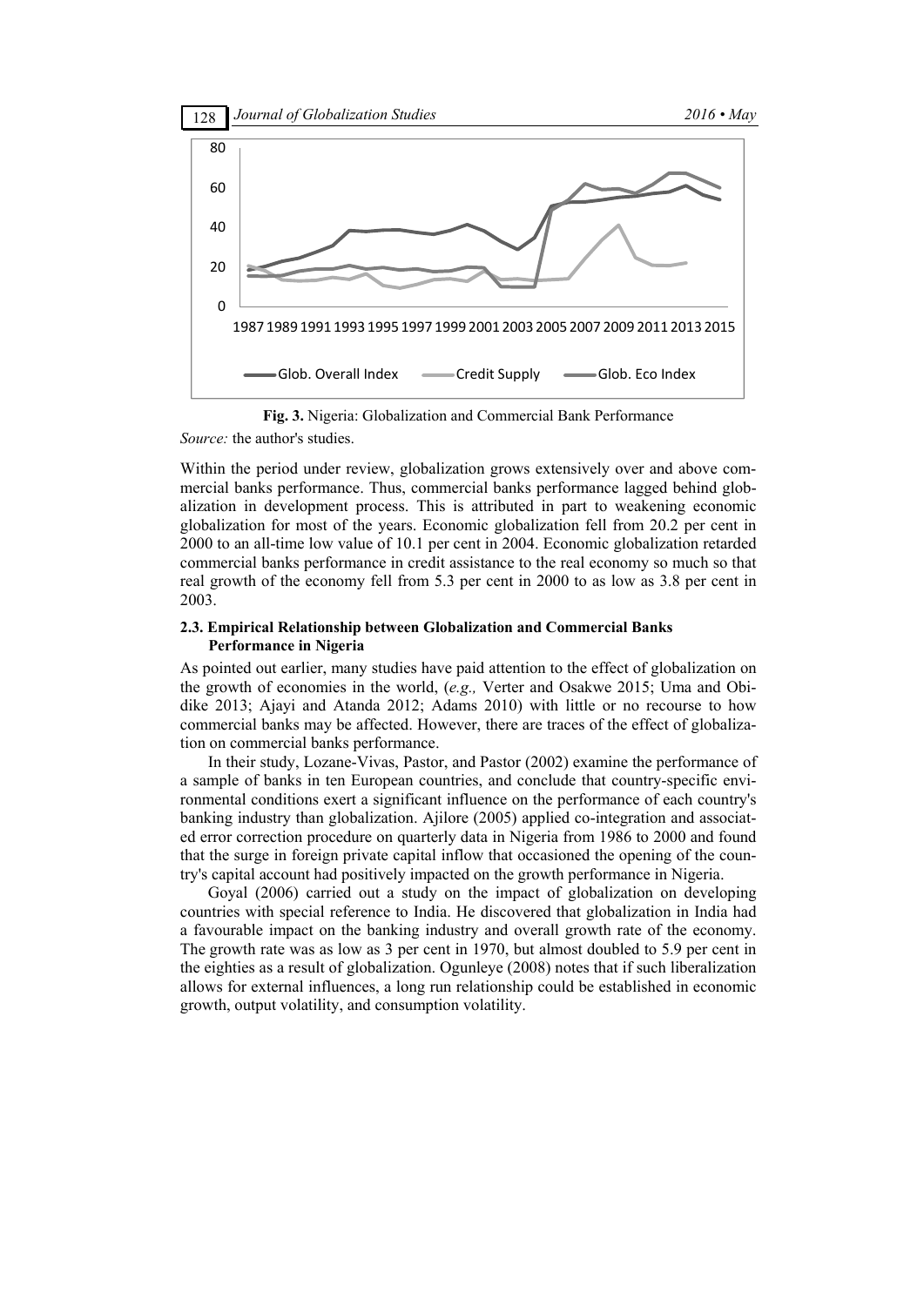Fig. 3. Nigeria: Globalization and Commercial Bank Performance

*Source:* the author's studies.

Within the period under review, globalization grows extensively over and above commercial banks performance. Thus, commercial banks performance lagged behind globalization in development process. This is attributed in part to weakening economic globalization for most of the years. Economic globalization fell from 20.2 per cent in 2000 to an all-time low value of 10.1 per cent in 2004. Economic globalization retarded commercial banks performance in credit assistance to the real economy so much so that real growth of the economy fell from 5.3 per cent in 2000 to as low as 3.8 per cent in 2003.

### 2.3. Empirical Relationship between Globalization and Commercial Banks Performance in Nigeria

As pointed out earlier, many studies have paid attention to the effect of globalization on the growth of economies in the world, (*e.g.,* Verter and Osakwe 2015; Uma and Obidike 2013; Ajayi and Atanda 2012; Adams 2010) with little or no recourse to how commercial banks may be affected. However, there are traces of the effect of globalization on commercial banks performance.

In their study, Lozane-Vivas, Pastor, and Pastor (2002) examine the performance of a sample of banks in ten European countries, and conclude that country-specific environmental conditions exert a significant influence on the performance of each country's banking industry than globalization. Ajilore (2005) applied co-integration and associated error correction procedure on quarterly data in Nigeria from 1986 to 2000 and found that the surge in foreign private capital inflow that occasioned the opening of the country's capital account had positively impacted on the growth performance in Nigeria.

Goyal (2006) carried out a study on the impact of globalization on developing countries with special reference to India. He discovered that globalization in India had a favourable impact on the banking industry and overall growth rate of the economy. The growth rate was as low as 3 per cent in 1970, but almost doubled to 5.9 per cent in the eighties as a result of globalization. Ogunleye (2008) notes that if such liberalization allows for external influences, a long run relationship could be established in economic growth, output volatility, and consumption volatility.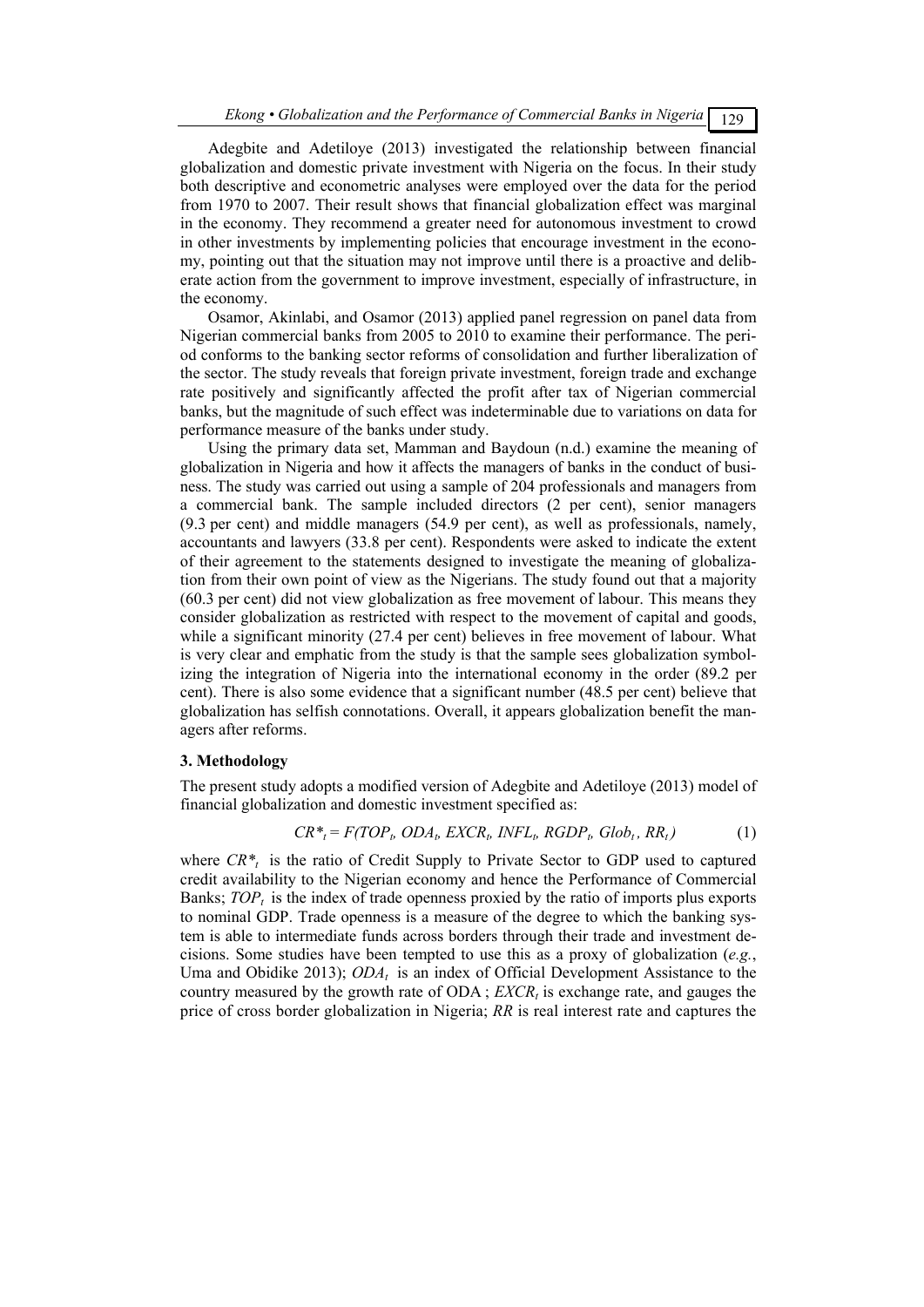Adegbite and Adetiloye (2013) investigated the relationship between financial globalization and domestic private investment with Nigeria on the focus. In their study both descriptive and econometric analyses were employed over the data for the period from 1970 to 2007. Their result shows that financial globalization effect was marginal in the economy. They recommend a greater need for autonomous investment to crowd in other investments by implementing policies that encourage investment in the economy, pointing out that the situation may not improve until there is a proactive and deliberate action from the government to improve investment, especially of infrastructure, in the economy.

Osamor, Akinlabi, and Osamor (2013) applied panel regression on panel data from Nigerian commercial banks from 2005 to 2010 to examine their performance. The period conforms to the banking sector reforms of consolidation and further liberalization of the sector. The study reveals that foreign private investment, foreign trade and exchange rate positively and significantly affected the profit after tax of Nigerian commercial banks, but the magnitude of such effect was indeterminable due to variations on data for performance measure of the banks under study.

Using the primary data set, Mamman and Baydoun (n.d.) examine the meaning of globalization in Nigeria and how it affects the managers of banks in the conduct of business. The study was carried out using a sample of 204 professionals and managers from a commercial bank. The sample included directors (2 per cent), senior managers (9.3 per cent) and middle managers (54.9 per cent), as well as professionals, namely, accountants and lawyers (33.8 per cent). Respondents were asked to indicate the extent of their agreement to the statements designed to investigate the meaning of globalization from their own point of view as the Nigerians. The study found out that a majority (60.3 per cent) did not view globalization as free movement of labour. This means they consider globalization as restricted with respect to the movement of capital and goods, while a significant minority (27.4 per cent) believes in free movement of labour. What is very clear and emphatic from the study is that the sample sees globalization symbolizing the integration of Nigeria into the international economy in the order (89.2 per cent). There is also some evidence that a significant number (48.5 per cent) believe that globalization has selfish connotations. Overall, it appears globalization benefit the managers after reforms.

### 3. Methodology

The present study adopts a modified version of Adegbite and Adetiloye (2013) model of financial globalization and domestic investment specified as:

$$CR^*_t = F(TOP_t,\ ODA_t,\ EXCR_t,\ INFL_t,\ RGDP_t,\ Glob_t\ ,\ RR_t) \tag{1}$$

where $CR^*_t$ is the ratio of Credit Supply to Private Sector to GDP used to captured credit availability to the Nigerian economy and hence the Performance of Commercial Banks; $TOP_t$ is the index of trade openness proxied by the ratio of imports plus exports to nominal GDP. Trade openness is a measure of the degree to which the banking system is able to intermediate funds across borders through their trade and investment decisions. Some studies have been tempted to use this as a proxy of globalization (*e.g.*, Uma and Obidike 2013); $ODA_t$ is an index of Official Development Assistance to the country measured by the growth rate of ODA ; $EXCR_t$ is exchange rate, and gauges the price of cross border globalization in Nigeria; $RR$ is real interest rate and captures the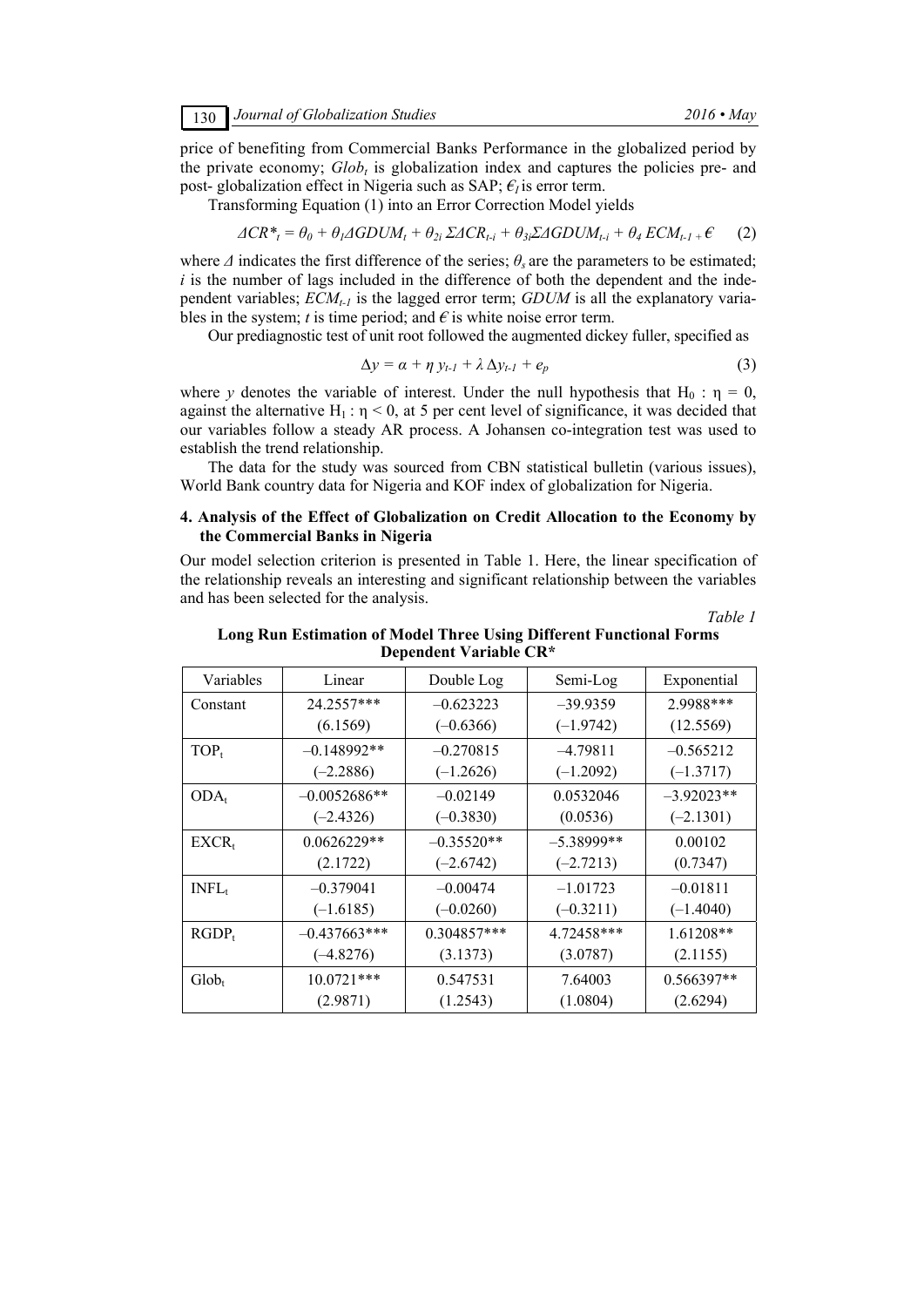price of benefiting from Commercial Banks Performance in the globalized period by the private economy; $Glob_t$ is globalization index and captures the policies pre- and post- globalization effect in Nigeria such as SAP; $\epsilon_I$ is error term.

Transforming Equation (1) into an Error Correction Model yields

$$\Delta CR^*_t = \theta_0 + \theta_1 \Delta GDUM_t + \theta_{2i} \Sigma \Delta CR_{t-i} + \theta_{3i} \Sigma \Delta GDUM_{t-i} + \theta_4 \, ECM_{t-1} + \epsilon \quad (2)$$

where $\Delta$ indicates the first difference of the series; $\theta_s$ are the parameters to be estimated; $i$ is the number of lags included in the difference of both the dependent and the independent variables; $ECM_{t-1}$ is the lagged error term; $GDUM$ is all the explanatory variables in the system; $t$ is time period; and $\epsilon$ is white noise error term.

Our prediagnostic test of unit root followed the augmented dickey fuller, specified as

$$\Delta y = \alpha + \eta \, y_{t-1} + \lambda \, \Delta y_{t-1} + e_p \quad (3)$$

where $y$ denotes the variable of interest. Under the null hypothesis that $H_0 : \eta = 0$, against the alternative $H_1 : \eta < 0$, at 5 per cent level of significance, it was decided that our variables follow a steady AR process. A Johansen co-integration test was used to establish the trend relationship.

The data for the study was sourced from CBN statistical bulletin (various issues), World Bank country data for Nigeria and KOF index of globalization for Nigeria.

## 4. Analysis of the Effect of Globalization on Credit Allocation to the Economy by the Commercial Banks in Nigeria

Our model selection criterion is presented in Table 1. Here, the linear specification of the relationship reveals an interesting and significant relationship between the variables and has been selected for the analysis.

*Table 1*

**Long Run Estimation of Model Three Using Different Functional Forms Dependent Variable CR\***

| Variables | Linear | Double Log | Semi-Log | Exponential |
|---|---|---|---|---|
| Constant | 24.2557*** (6.1569) | –0.623223 (–0.6366) | –39.9359 (–1.9742) | 2.9988*** (12.5569) |
| $TOP_t$ | –0.148992** (–2.2886) | –0.270815 (–1.2626) | –4.79811 (–1.2092) | –0.565212 (–1.3717) |
| $ODA_t$ | –0.0052686** (–2.4326) | –0.02149 (–0.3830) | 0.0532046 (0.0536) | –3.92023** (–2.1301) |
| $EXCR_t$ | 0.0626229** (2.1722) | –0.35520** (–2.6742) | –5.38999** (–2.7213) | 0.00102 (0.7347) |
| $INFL_t$ | –0.379041 (–1.6185) | –0.00474 (–0.0260) | –1.01723 (–0.3211) | –0.01811 (–1.4040) |
| $RGDP_t$ | –0.437663*** (–4.8276) | 0.304857*** (3.1373) | 4.72458*** (3.0787) | 1.61208** (2.1155) |
| $Glob_t$ | 10.0721*** (2.9871) | 0.547531 (1.2543) | 7.64003 (1.0804) | 0.566397** (2.6294) |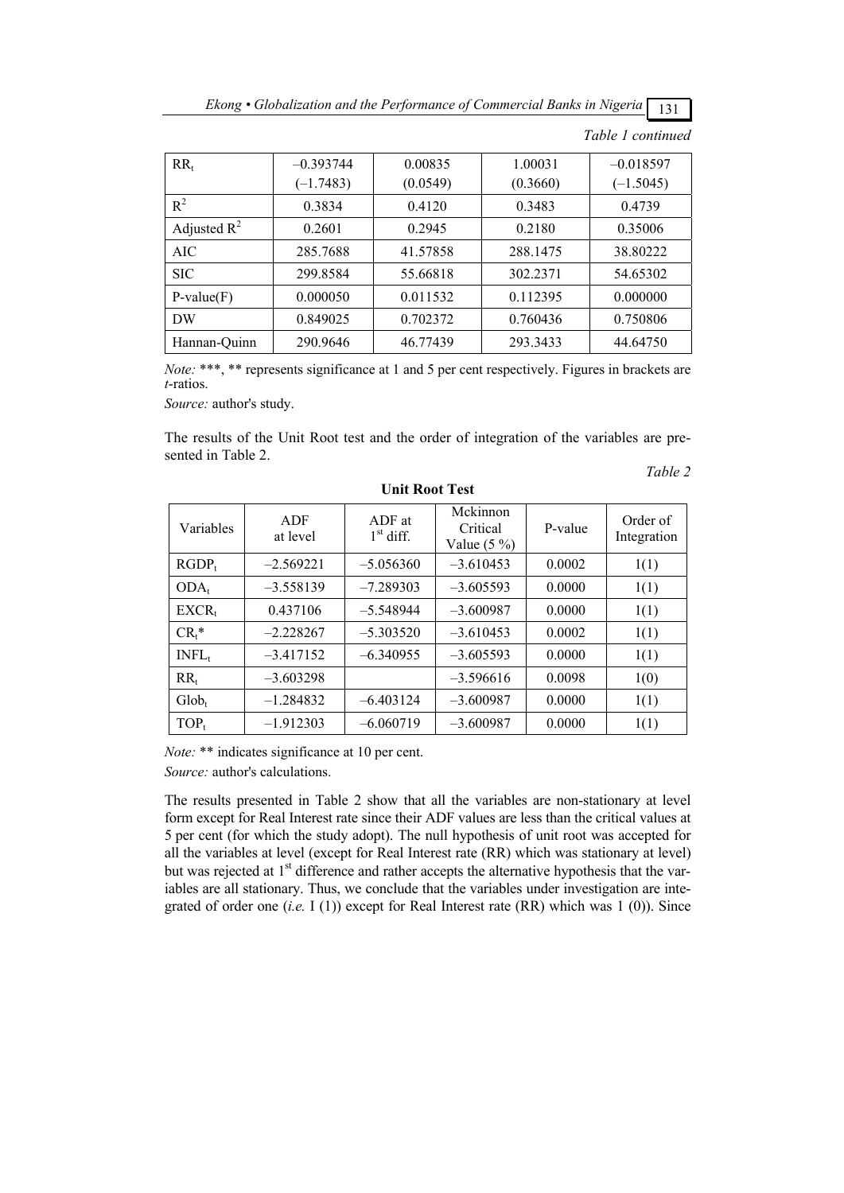*Table 1 continued*

| $RR_t$ | –0.393744 (–1.7483) | 0.00835 (0.0549) | 1.00031 (0.3660) | –0.018597 (–1.5045) |
|---|---|---|---|---|
| $R^2$ | 0.3834 | 0.4120 | 0.3483 | 0.4739 |
| Adjusted $R^2$ | 0.2601 | 0.2945 | 0.2180 | 0.35006 |
| AIC | 285.7688 | 41.57858 | 288.1475 | 38.80222 |
| SIC | 299.8584 | 55.66818 | 302.2371 | 54.65302 |
| P-value(F) | 0.000050 | 0.011532 | 0.112395 | 0.000000 |
| DW | 0.849025 | 0.702372 | 0.760436 | 0.750806 |
| Hannan-Quinn | 290.9646 | 46.77439 | 293.3433 | 44.64750 |

*Note:* \*\*\*, \*\* represents significance at 1 and 5 per cent respectively. Figures in brackets are *t*-ratios.

*Source:* author's study.

The results of the Unit Root test and the order of integration of the variables are presented in Table 2.

*Table 2*

**Unit Root Test**

| Variables | ADF at level | ADF at $1^{st}$ diff. | Mckinnon Critical Value (5 %) | P-value | Order of Integration |
|---|---|---|---|---|---|
| $RGDP_t$ | –2.569221 | –5.056360 | –3.610453 | 0.0002 | 1(1) |
| $ODA_t$ | –3.558139 | –7.289303 | –3.605593 | 0.0000 | 1(1) |
| $EXCR_t$ | 0.437106 | –5.548944 | –3.600987 | 0.0000 | 1(1) |
| $CR_t$* | –2.228267 | –5.303520 | –3.610453 | 0.0002 | 1(1) |
| $INFL_t$ | –3.417152 | –6.340955 | –3.605593 | 0.0000 | 1(1) |
| $RR_t$ | –3.603298 | | –3.596616 | 0.0098 | 1(0) |
| $Glob_t$ | –1.284832 | –6.403124 | –3.600987 | 0.0000 | 1(1) |
| $TOP_t$ | –1.912303 | –6.060719 | –3.600987 | 0.0000 | 1(1) |

*Note:* \*\* indicates significance at 10 per cent.

*Source:* author's calculations.

The results presented in Table 2 show that all the variables are non-stationary at level form except for Real Interest rate since their ADF values are less than the critical values at 5 per cent (for which the study adopt). The null hypothesis of unit root was accepted for all the variables at level (except for Real Interest rate (RR) which was stationary at level) but was rejected at $1^{st}$ difference and rather accepts the alternative hypothesis that the variables are all stationary. Thus, we conclude that the variables under investigation are integrated of order one (*i.e.* I (1)) except for Real Interest rate (RR) which was 1 (0)). Since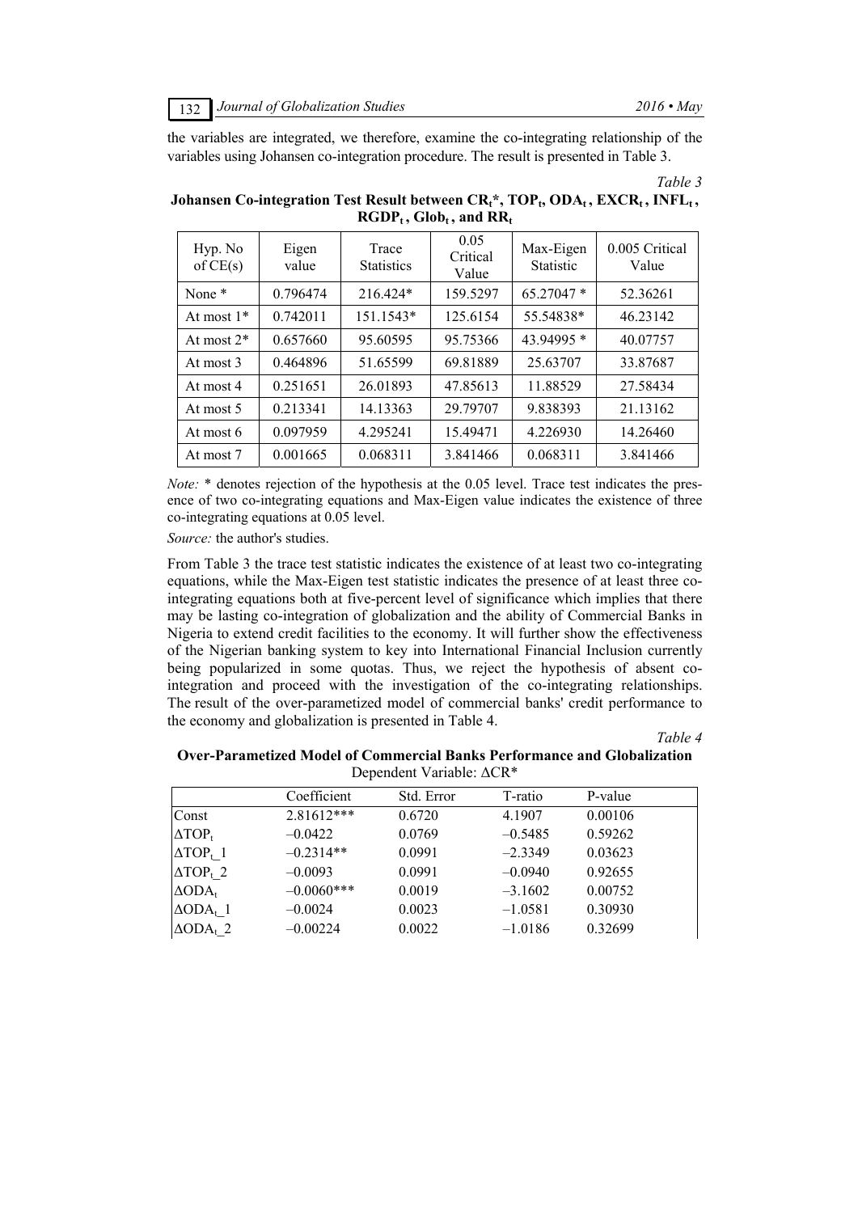the variables are integrated, we therefore, examine the co-integrating relationship of the variables using Johansen co-integration procedure. The result is presented in Table 3.

*Table 3*

**Johansen Co-integration Test Result between $CR_t$\*, $TOP_t$, $ODA_t$, $EXCR_t$, $INFL_t$, $RGDP_t$, $Glob_t$, and $RR_t$**

| Hyp. No of CE(s) | Eigen value | Trace Statistics | 0.05 Critical Value | Max-Eigen Statistic | 0.005 Critical Value |
|---|---|---|---|---|---|
| None * | 0.796474 | 216.424* | 159.5297 | 65.27047 * | 52.36261 |
| At most 1* | 0.742011 | 151.1543* | 125.6154 | 55.54838* | 46.23142 |
| At most 2* | 0.657660 | 95.60595 | 95.75366 | 43.94995 * | 40.07757 |
| At most 3 | 0.464896 | 51.65599 | 69.81889 | 25.63707 | 33.87687 |
| At most 4 | 0.251651 | 26.01893 | 47.85613 | 11.88529 | 27.58434 |
| At most 5 | 0.213341 | 14.13363 | 29.79707 | 9.838393 | 21.13162 |
| At most 6 | 0.097959 | 4.295241 | 15.49471 | 4.226930 | 14.26460 |
| At most 7 | 0.001665 | 0.068311 | 3.841466 | 0.068311 | 3.841466 |

*Note:* * denotes rejection of the hypothesis at the 0.05 level. Trace test indicates the presence of two co-integrating equations and Max-Eigen value indicates the existence of three co-integrating equations at 0.05 level.

*Source:* the author's studies.

From Table 3 the trace test statistic indicates the existence of at least two co-integrating equations, while the Max-Eigen test statistic indicates the presence of at least three co-integrating equations both at five-percent level of significance which implies that there may be lasting co-integration of globalization and the ability of Commercial Banks in Nigeria to extend credit facilities to the economy. It will further show the effectiveness of the Nigerian banking system to key into International Financial Inclusion currently being popularized in some quotas. Thus, we reject the hypothesis of absent co-integration and proceed with the investigation of the co-integrating relationships. The result of the over-parametized model of commercial banks' credit performance to the economy and globalization is presented in Table 4.

*Table 4*

**Over-Parametized Model of Commercial Banks Performance and Globalization**

Dependent Variable: $\Delta CR$*

| | Coefficient | Std. Error | T-ratio | P-value |
|---|---|---|---|---|
| Const | 2.81612*** | 0.6720 | 4.1907 | 0.00106 |
| $\Delta TOP_t$ | –0.0422 | 0.0769 | –0.5485 | 0.59262 |
| $\Delta TOP_{t\_}1$ | –0.2314** | 0.0991 | –2.3349 | 0.03623 |
| $\Delta TOP_{t\_}2$ | –0.0093 | 0.0991 | –0.0940 | 0.92655 |
| $\Delta ODA_t$ | –0.0060*** | 0.0019 | –3.1602 | 0.00752 |
| $\Delta ODA_{t\_}1$ | –0.0024 | 0.0023 | –1.0581 | 0.30930 |
| $\Delta ODA_{t\_}2$ | –0.00224 | 0.0022 | –1.0186 | 0.32699 |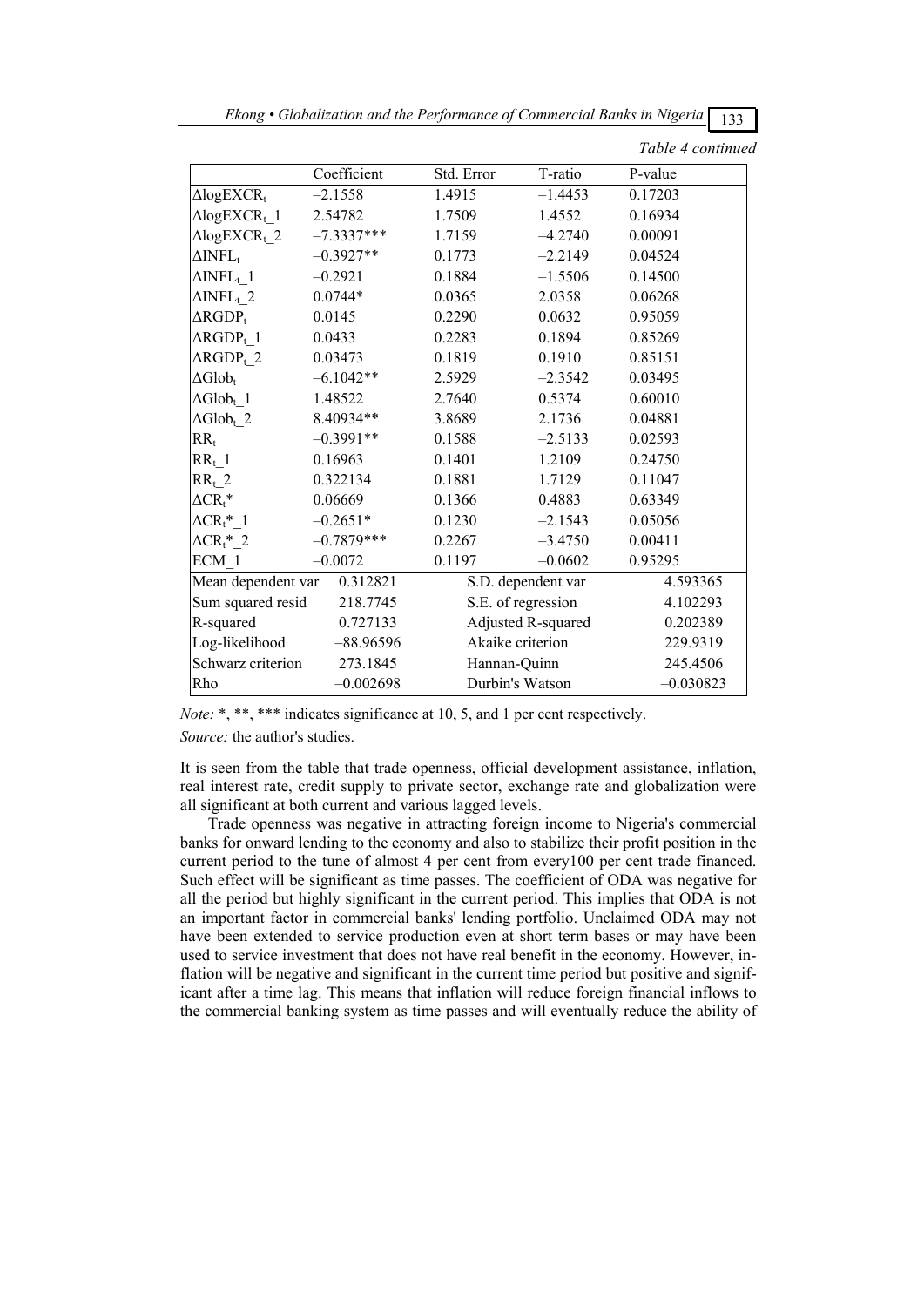*Table 4 continued*

| | Coefficient | Std. Error | T-ratio | P-value |
|---|---|---|---|---|
| $\Delta logEXCR_t$ | –2.1558 | 1.4915 | –1.4453 | 0.17203 |
| $\Delta logEXCR_{t}\_1$ | 2.54782 | 1.7509 | 1.4552 | 0.16934 |
| $\Delta logEXCR_{t}\_2$ | –7.3337*** | 1.7159 | –4.2740 | 0.00091 |
| $\Delta INFL_t$ | –0.3927** | 0.1773 | –2.2149 | 0.04524 |
| $\Delta INFL_{t}\_1$ | –0.2921 | 0.1884 | –1.5506 | 0.14500 |
| $\Delta INFL_{t}\_2$ | 0.0744* | 0.0365 | 2.0358 | 0.06268 |
| $\Delta RGDP_t$ | 0.0145 | 0.2290 | 0.0632 | 0.95059 |
| $\Delta RGDP_{t}\_1$ | 0.0433 | 0.2283 | 0.1894 | 0.85269 |
| $\Delta RGDP_{t}\_2$ | 0.03473 | 0.1819 | 0.1910 | 0.85151 |
| $\Delta Glob_t$ | –6.1042** | 2.5929 | –2.3542 | 0.03495 |
| $\Delta Glob_{t}\_1$ | 1.48522 | 2.7640 | 0.5374 | 0.60010 |
| $\Delta Glob_{t}\_2$ | 8.40934** | 3.8689 | 2.1736 | 0.04881 |
| $RR_t$ | –0.3991** | 0.1588 | –2.5133 | 0.02593 |
| $RR_{t}\_1$ | 0.16963 | 0.1401 | 1.2109 | 0.24750 |
| $RR_{t}\_2$ | 0.322134 | 0.1881 | 1.7129 | 0.11047 |
| $\Delta CR_t$* | 0.06669 | 0.1366 | 0.4883 | 0.63349 |
| $\Delta CR_t$*_1 | –0.2651* | 0.1230 | –2.1543 | 0.05056 |
| $\Delta CR_t$*_2 | –0.7879*** | 0.2267 | –3.4750 | 0.00411 |
| ECM_1 | –0.0072 | 0.1197 | –0.0602 | 0.95295 |
| Mean dependent var | 0.312821 | S.D. dependent var | | 4.593365 |
| Sum squared resid | 218.7745 | S.E. of regression | | 4.102293 |
| R-squared | 0.727133 | Adjusted R-squared | | 0.202389 |
| Log-likelihood | –88.96596 | Akaike criterion | | 229.9319 |
| Schwarz criterion | 273.1845 | Hannan-Quinn | | 245.4506 |
| Rho | –0.002698 | Durbin's Watson | | –0.030823 |

*Note:* *, **, *** indicates significance at 10, 5, and 1 per cent respectively.

*Source:* the author's studies.

It is seen from the table that trade openness, official development assistance, inflation, real interest rate, credit supply to private sector, exchange rate and globalization were all significant at both current and various lagged levels.

Trade openness was negative in attracting foreign income to Nigeria's commercial banks for onward lending to the economy and also to stabilize their profit position in the current period to the tune of almost 4 per cent from every100 per cent trade financed. Such effect will be significant as time passes. The coefficient of ODA was negative for all the period but highly significant in the current period. This implies that ODA is not an important factor in commercial banks' lending portfolio. Unclaimed ODA may not have been extended to service production even at short term bases or may have been used to service investment that does not have real benefit in the economy. However, inflation will be negative and significant in the current time period but positive and significant after a time lag. This means that inflation will reduce foreign financial inflows to the commercial banking system as time passes and will eventually reduce the ability of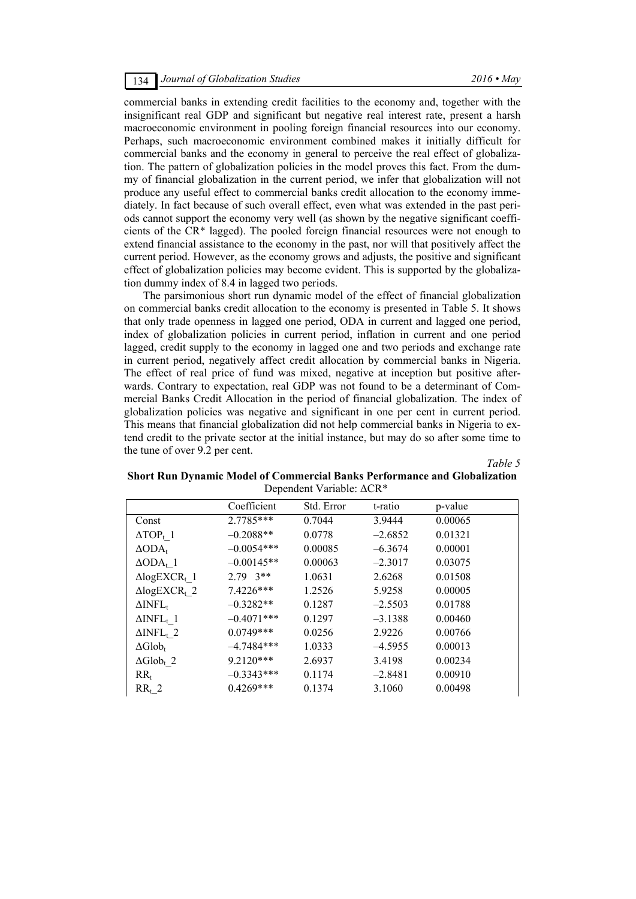commercial banks in extending credit facilities to the economy and, together with the insignificant real GDP and significant but negative real interest rate, present a harsh macroeconomic environment in pooling foreign financial resources into our economy. Perhaps, such macroeconomic environment combined makes it initially difficult for commercial banks and the economy in general to perceive the real effect of globalization. The pattern of globalization policies in the model proves this fact. From the dummy of financial globalization in the current period, we infer that globalization will not produce any useful effect to commercial banks credit allocation to the economy immediately. In fact because of such overall effect, even what was extended in the past periods cannot support the economy very well (as shown by the negative significant coefficients of the CR* lagged). The pooled foreign financial resources were not enough to extend financial assistance to the economy in the past, nor will that positively affect the current period. However, as the economy grows and adjusts, the positive and significant effect of globalization policies may become evident. This is supported by the globalization dummy index of 8.4 in lagged two periods.

The parsimonious short run dynamic model of the effect of financial globalization on commercial banks credit allocation to the economy is presented in Table 5. It shows that only trade openness in lagged one period, ODA in current and lagged one period, index of globalization policies in current period, inflation in current and one period lagged, credit supply to the economy in lagged one and two periods and exchange rate in current period, negatively affect credit allocation by commercial banks in Nigeria. The effect of real price of fund was mixed, negative at inception but positive afterwards. Contrary to expectation, real GDP was not found to be a determinant of Commercial Banks Credit Allocation in the period of financial globalization. The index of globalization policies was negative and significant in one per cent in current period. This means that financial globalization did not help commercial banks in Nigeria to extend credit to the private sector at the initial instance, but may do so after some time to the tune of over 9.2 per cent.

*Table 5*

**Short Run Dynamic Model of Commercial Banks Performance and Globalization**

Dependent Variable: ΔCR*

| | Coefficient | Std. Error | t-ratio | p-value |
|---|---|---|---|---|
| Const | 2.7785*** | 0.7044 | 3.9444 | 0.00065 |
| $\Delta TOP_{t}\_1$ | –0.2088** | 0.0778 | –2.6852 | 0.01321 |
| $\Delta ODA_{t}$ | –0.0054*** | 0.00085 | –6.3674 | 0.00001 |
| $\Delta ODA_{t}\_1$ | –0.00145** | 0.00063 | –2.3017 | 0.03075 |
| $\Delta logEXCR_{t}\_1$ | 2.79 3** | 1.0631 | 2.6268 | 0.01508 |
| $\Delta logEXCR_{t}\_2$ | 7.4226*** | 1.2526 | 5.9258 | 0.00005 |
| $\Delta INFL_{t}$ | –0.3282** | 0.1287 | –2.5503 | 0.01788 |
| $\Delta INFL_{t}\_1$ | –0.4071*** | 0.1297 | –3.1388 | 0.00460 |
| $\Delta INFL_{t}\_2$ | 0.0749*** | 0.0256 | 2.9226 | 0.00766 |
| $\Delta Glob_{t}$ | –4.7484*** | 1.0333 | –4.5955 | 0.00013 |
| $\Delta Glob_{t}\_2$ | 9.2120*** | 2.6937 | 3.4198 | 0.00234 |
| $RR_{t}$ | –0.3343*** | 0.1174 | –2.8481 | 0.00910 |
| $RR_{t}\_2$ | 0.4269*** | 0.1374 | 3.1060 | 0.00498 |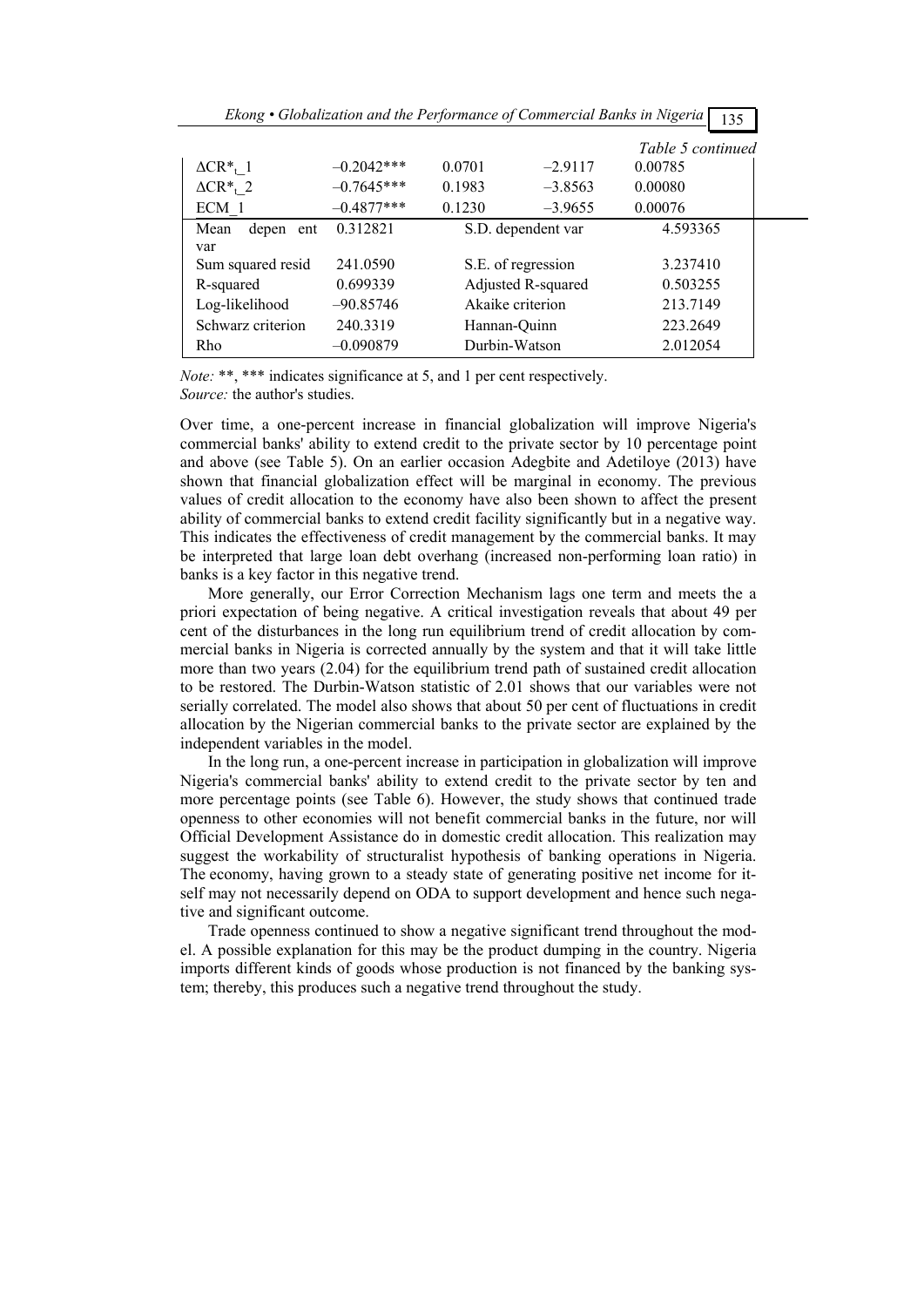*Table 5 continued*

| | | | | |
|---|---|---|---|---|
| $\Delta CR^*_{t}\_1$ | –0.2042*** | 0.0701 | –2.9117 | 0.00785 |
| $\Delta CR^*_{t}\_2$ | –0.7645*** | 0.1983 | –3.8563 | 0.00080 |
| ECM_1 | –0.4877*** | 0.1230 | –3.9655 | 0.00076 |
| Mean depen ent var | 0.312821 | S.D. dependent var | | 4.593365 |
| Sum squared resid | 241.0590 | S.E. of regression | | 3.237410 |
| R-squared | 0.699339 | Adjusted R-squared | | 0.503255 |
| Log-likelihood | –90.85746 | Akaike criterion | | 213.7149 |
| Schwarz criterion | 240.3319 | Hannan-Quinn | | 223.2649 |
| Rho | –0.090879 | Durbin-Watson | | 2.012054 |

*Note:* **, *** indicates significance at 5, and 1 per cent respectively.
*Source:* the author's studies.

Over time, a one-percent increase in financial globalization will improve Nigeria's commercial banks' ability to extend credit to the private sector by 10 percentage point and above (see Table 5). On an earlier occasion Adegbite and Adetiloye (2013) have shown that financial globalization effect will be marginal in economy. The previous values of credit allocation to the economy have also been shown to affect the present ability of commercial banks to extend credit facility significantly but in a negative way. This indicates the effectiveness of credit management by the commercial banks. It may be interpreted that large loan debt overhang (increased non-performing loan ratio) in banks is a key factor in this negative trend.

More generally, our Error Correction Mechanism lags one term and meets the a priori expectation of being negative. A critical investigation reveals that about 49 per cent of the disturbances in the long run equilibrium trend of credit allocation by commercial banks in Nigeria is corrected annually by the system and that it will take little more than two years (2.04) for the equilibrium trend path of sustained credit allocation to be restored. The Durbin-Watson statistic of 2.01 shows that our variables were not serially correlated. The model also shows that about 50 per cent of fluctuations in credit allocation by the Nigerian commercial banks to the private sector are explained by the independent variables in the model.

In the long run, a one-percent increase in participation in globalization will improve Nigeria's commercial banks' ability to extend credit to the private sector by ten and more percentage points (see Table 6). However, the study shows that continued trade openness to other economies will not benefit commercial banks in the future, nor will Official Development Assistance do in domestic credit allocation. This realization may suggest the workability of structuralist hypothesis of banking operations in Nigeria. The economy, having grown to a steady state of generating positive net income for itself may not necessarily depend on ODA to support development and hence such negative and significant outcome.

Trade openness continued to show a negative significant trend throughout the model. A possible explanation for this may be the product dumping in the country. Nigeria imports different kinds of goods whose production is not financed by the banking system; thereby, this produces such a negative trend throughout the study.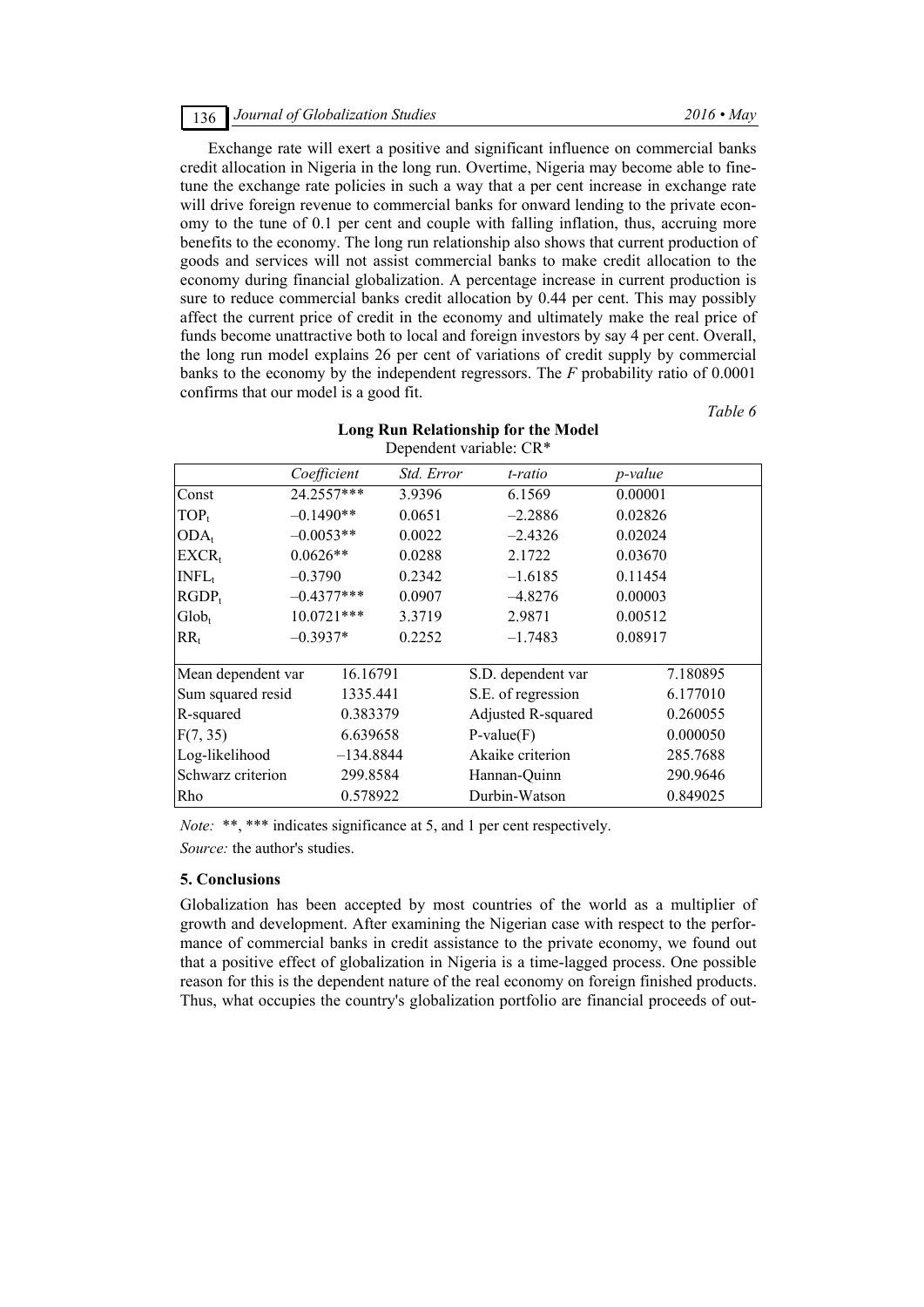Exchange rate will exert a positive and significant influence on commercial banks credit allocation in Nigeria in the long run. Overtime, Nigeria may become able to fine-tune the exchange rate policies in such a way that a per cent increase in exchange rate will drive foreign revenue to commercial banks for onward lending to the private economy to the tune of 0.1 per cent and couple with falling inflation, thus, accruing more benefits to the economy. The long run relationship also shows that current production of goods and services will not assist commercial banks to make credit allocation to the economy during financial globalization. A percentage increase in current production is sure to reduce commercial banks credit allocation by 0.44 per cent. This may possibly affect the current price of credit in the economy and ultimately make the real price of funds become unattractive both to local and foreign investors by say 4 per cent. Overall, the long run model explains 26 per cent of variations of credit supply by commercial banks to the economy by the independent regressors. The *F* probability ratio of 0.0001 confirms that our model is a good fit.

*Table 6*

**Long Run Relationship for the Model**

Dependent variable: CR*

| | *Coefficient* | *Std. Error* | *t-ratio* | *p-value* |
|---|---|---|---|---|
| Const | 24.2557*** | 3.9396 | 6.1569 | 0.00001 |
| $TOP_t$ | –0.1490** | 0.0651 | –2.2886 | 0.02826 |
| $ODA_t$ | –0.0053** | 0.0022 | –2.4326 | 0.02024 |
| $EXCR_t$ | 0.0626** | 0.0288 | 2.1722 | 0.03670 |
| $INFL_t$ | –0.3790 | 0.2342 | –1.6185 | 0.11454 |
| $RGDP_t$ | –0.4377*** | 0.0907 | –4.8276 | 0.00003 |
| $Glob_t$ | 10.0721*** | 3.3719 | 2.9871 | 0.00512 |
| $RR_t$ | –0.3937* | 0.2252 | –1.7483 | 0.08917 |

| | | | |
|---|---|---|---|
| Mean dependent var | 16.16791 | S.D. dependent var | 7.180895 |
| Sum squared resid | 1335.441 | S.E. of regression | 6.177010 |
| R-squared | 0.383379 | Adjusted R-squared | 0.260055 |
| F(7, 35) | 6.639658 | P-value(F) | 0.000050 |
| Log-likelihood | –134.8844 | Akaike criterion | 285.7688 |
| Schwarz criterion | 299.8584 | Hannan-Quinn | 290.9646 |
| Rho | 0.578922 | Durbin-Watson | 0.849025 |

*Note:* **, *** indicates significance at 5, and 1 per cent respectively.

*Source:* the author's studies.

## 5. Conclusions

Globalization has been accepted by most countries of the world as a multiplier of growth and development. After examining the Nigerian case with respect to the performance of commercial banks in credit assistance to the private economy, we found out that a positive effect of globalization in Nigeria is a time-lagged process. One possible reason for this is the dependent nature of the real economy on foreign finished products. Thus, what occupies the country's globalization portfolio are financial proceeds of out-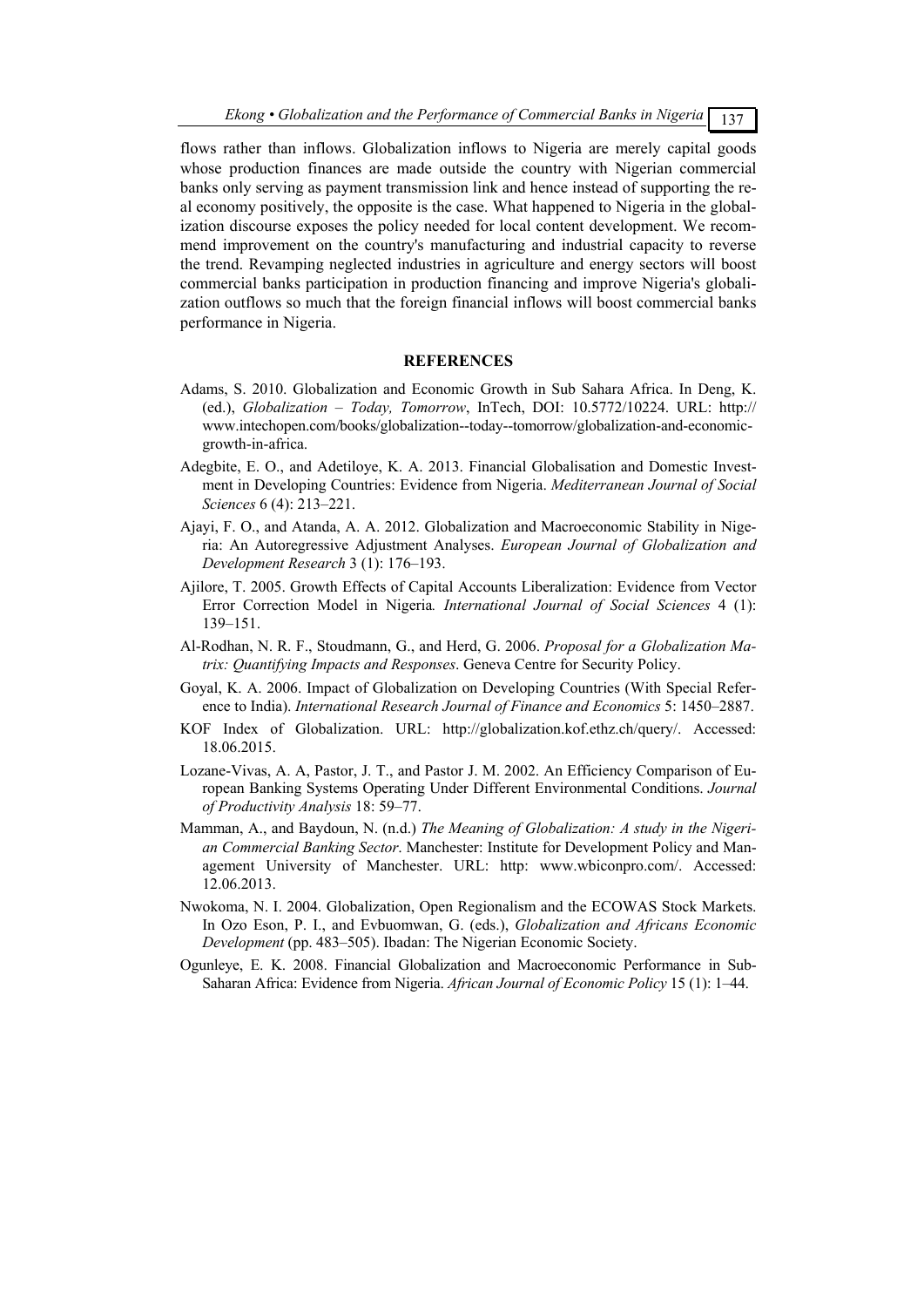flows rather than inflows. Globalization inflows to Nigeria are merely capital goods whose production finances are made outside the country with Nigerian commercial banks only serving as payment transmission link and hence instead of supporting the real economy positively, the opposite is the case. What happened to Nigeria in the globalization discourse exposes the policy needed for local content development. We recommend improvement on the country's manufacturing and industrial capacity to reverse the trend. Revamping neglected industries in agriculture and energy sectors will boost commercial banks participation in production financing and improve Nigeria's globalization outflows so much that the foreign financial inflows will boost commercial banks performance in Nigeria.

## REFERENCES

Adams, S. 2010. Globalization and Economic Growth in Sub Sahara Africa. In Deng, K. (ed.), *Globalization – Today, Tomorrow*, InTech, DOI: 10.5772/10224. URL: http://www.intechopen.com/books/globalization--today--tomorrow/globalization-and-economic-growth-in-africa.

Adegbite, E. O., and Adetiloye, K. A. 2013. Financial Globalisation and Domestic Investment in Developing Countries: Evidence from Nigeria. *Mediterranean Journal of Social Sciences* 6 (4): 213–221.

Ajayi, F. O., and Atanda, A. A. 2012. Globalization and Macroeconomic Stability in Nigeria: An Autoregressive Adjustment Analyses. *European Journal of Globalization and Development Research* 3 (1): 176–193.

Ajilore, T. 2005. Growth Effects of Capital Accounts Liberalization: Evidence from Vector Error Correction Model in Nigeria*. International Journal of Social Sciences* 4 (1): 139–151.

Al-Rodhan, N. R. F., Stoudmann, G., and Herd, G. 2006. *Proposal for a Globalization Matrix: Quantifying Impacts and Responses*. Geneva Centre for Security Policy.

Goyal, K. A. 2006. Impact of Globalization on Developing Countries (With Special Reference to India). *International Research Journal of Finance and Economics* 5: 1450–2887.

KOF Index of Globalization. URL: http://globalization.kof.ethz.ch/query/. Accessed: 18.06.2015.

Lozane-Vivas, A. A, Pastor, J. T., and Pastor J. M. 2002. An Efficiency Comparison of European Banking Systems Operating Under Different Environmental Conditions. *Journal of Productivity Analysis* 18: 59–77.

Mamman, A., and Baydoun, N. (n.d.) *The Meaning of Globalization: A study in the Nigerian Commercial Banking Sector*. Manchester: Institute for Development Policy and Management University of Manchester. URL: http: www.wbiconpro.com/. Accessed: 12.06.2013.

Nwokoma, N. I. 2004. Globalization, Open Regionalism and the ECOWAS Stock Markets. In Ozo Eson, P. I., and Evbuomwan, G. (eds.), *Globalization and Africans Economic Development* (pp. 483–505). Ibadan: The Nigerian Economic Society.

Ogunleye, E. K. 2008. Financial Globalization and Macroeconomic Performance in Sub-Saharan Africa: Evidence from Nigeria. *African Journal of Economic Policy* 15 (1): 1–44.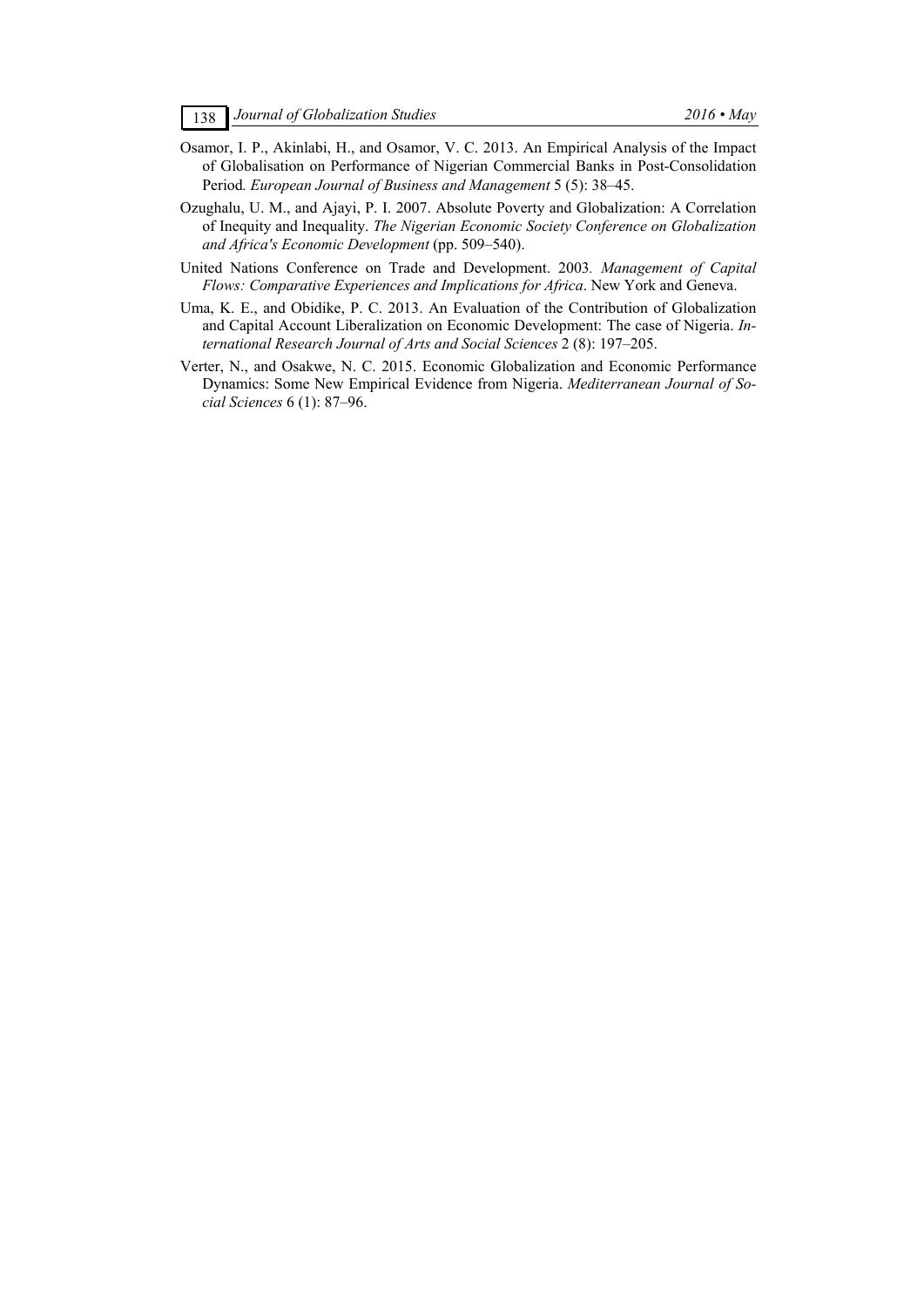Osamor, I. P., Akinlabi, H., and Osamor, V. C. 2013. An Empirical Analysis of the Impact of Globalisation on Performance of Nigerian Commercial Banks in Post-Consolidation Period*. European Journal of Business and Management* 5 (5): 38–45.

Ozughalu, U. M., and Ajayi, P. I. 2007. Absolute Poverty and Globalization: A Correlation of Inequity and Inequality. *The Nigerian Economic Society Conference on Globalization and Africa's Economic Development* (pp. 509–540).

United Nations Conference on Trade and Development. 2003*. Management of Capital Flows: Comparative Experiences and Implications for Africa*. New York and Geneva.

Uma, K. E., and Obidike, P. C. 2013. An Evaluation of the Contribution of Globalization and Capital Account Liberalization on Economic Development: The case of Nigeria. *International Research Journal of Arts and Social Sciences* 2 (8): 197–205.

Verter, N., and Osakwe, N. C. 2015. Economic Globalization and Economic Performance Dynamics: Some New Empirical Evidence from Nigeria. *Mediterranean Journal of Social Sciences* 6 (1): 87–96.